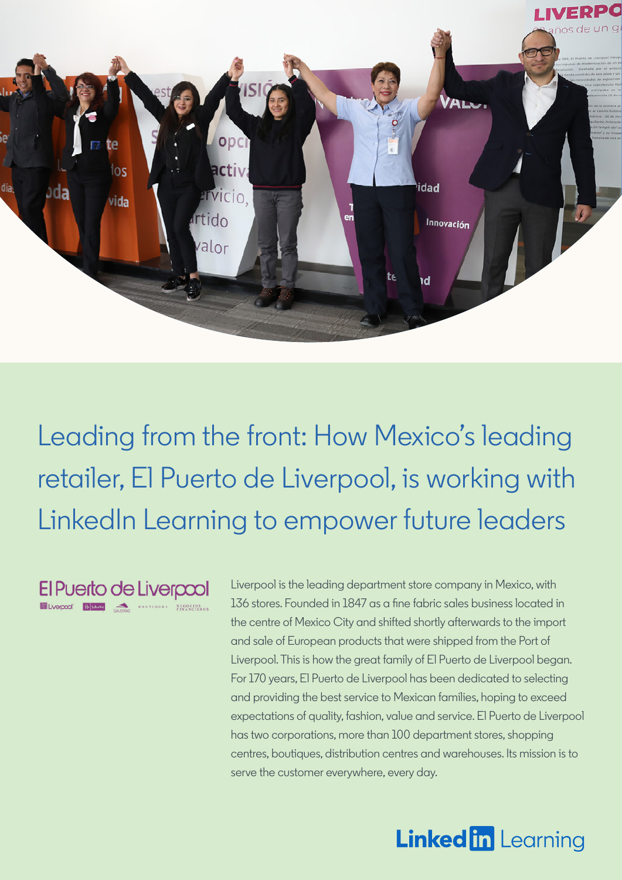# Leading from the front: How Mexico's leading retailer, El Puerto de Liverpool, is working with LinkedIn Learning to empower future leaders

Liverpool is the leading department store company in Mexico, with 136 stores. Founded in 1847 as a fine fabric sales business located in the centre of Mexico City and shifted shortly afterwards to the import and sale of European products that were shipped from the Port of Liverpool. This is how the great family of El Puerto de Liverpool began. For 170 years, El Puerto de Liverpool has been dedicated to selecting and providing the best service to Mexican families, hoping to exceed expectations of quality, fashion, value and service. El Puerto de Liverpool has two corporations, more than 100 department stores, shopping centres, boutiques, distribution centres and warehouses. Its mission is to serve the customer everywhere, every day.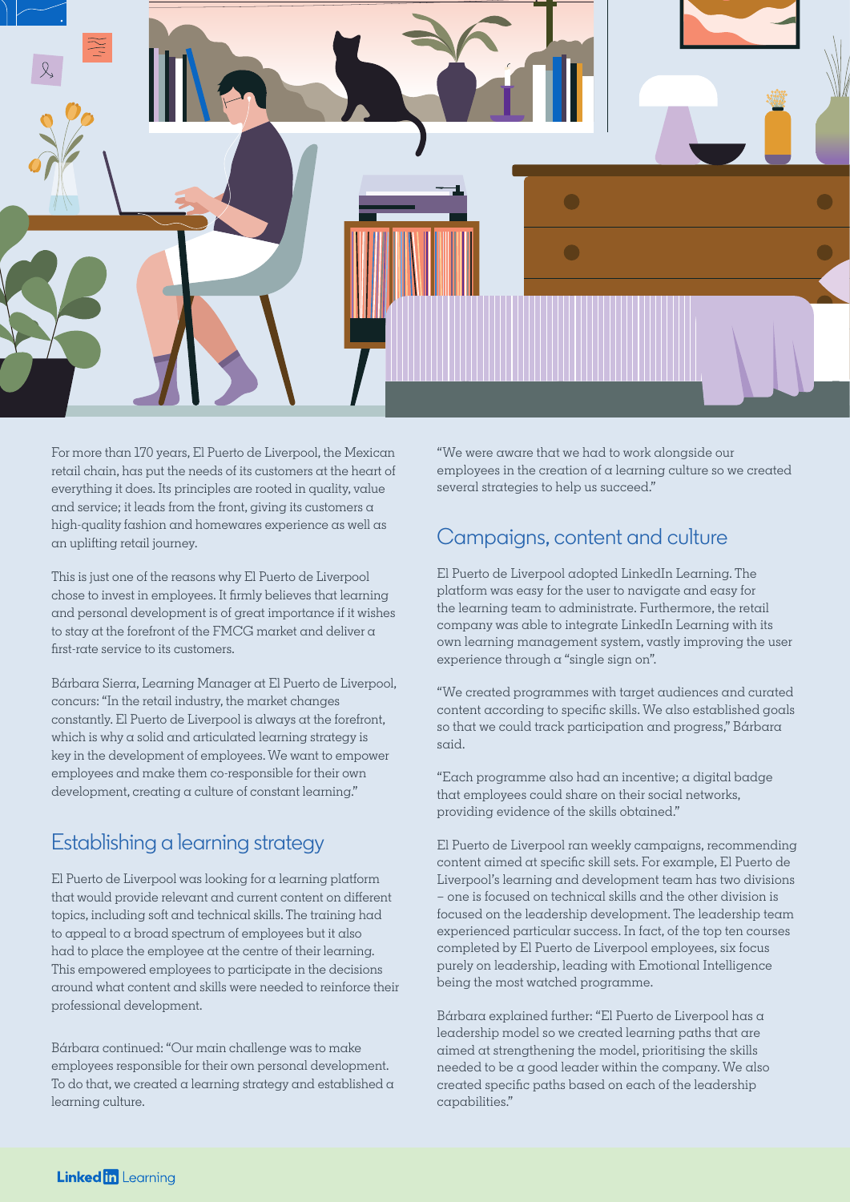For more than 170 years, El Puerto de Liverpool, the Mexican retail chain, has put the needs of its customers at the heart of everything it does. Its principles are rooted in quality, value and service; it leads from the front, giving its customers a high-quality fashion and homewares experience as well as an uplifting retail journey.

This is just one of the reasons why El Puerto de Liverpool chose to invest in employees. It firmly believes that learning and personal development is of great importance if it wishes to stay at the forefront of the FMCG market and deliver a first-rate service to its customers.

Bárbara Sierra, Learning Manager at El Puerto de Liverpool, concurs: "In the retail industry, the market changes constantly. El Puerto de Liverpool is always at the forefront, which is why a solid and articulated learning strategy is key in the development of employees. We want to empower employees and make them co-responsible for their own development, creating a culture of constant learning."

## Establishing a learning strategy

El Puerto de Liverpool was looking for a learning platform that would provide relevant and current content on different topics, including soft and technical skills. The training had to appeal to a broad spectrum of employees but it also had to place the employee at the centre of their learning. This empowered employees to participate in the decisions around what content and skills were needed to reinforce their professional development.

Bárbara continued: "Our main challenge was to make employees responsible for their own personal development. To do that, we created a learning strategy and established a learning culture.

"We were aware that we had to work alongside our employees in the creation of a learning culture so we created several strategies to help us succeed."

## Campaigns, content and culture

El Puerto de Liverpool adopted LinkedIn Learning. The platform was easy for the user to navigate and easy for the learning team to administrate. Furthermore, the retail company was able to integrate LinkedIn Learning with its own learning management system, vastly improving the user experience through a "single sign on".

"We created programmes with target audiences and curated content according to specific skills. We also established goals so that we could track participation and progress," Bárbara said.

"Each programme also had an incentive; a digital badge that employees could share on their social networks, providing evidence of the skills obtained."

El Puerto de Liverpool ran weekly campaigns, recommending content aimed at specific skill sets. For example, El Puerto de Liverpool's learning and development team has two divisions – one is focused on technical skills and the other division is focused on the leadership development. The leadership team experienced particular success. In fact, of the top ten courses completed by El Puerto de Liverpool employees, six focus purely on leadership, leading with Emotional Intelligence being the most watched programme.

Bárbara explained further: "El Puerto de Liverpool has a leadership model so we created learning paths that are aimed at strengthening the model, prioritising the skills needed to be a good leader within the company. We also created specific paths based on each of the leadership capabilities."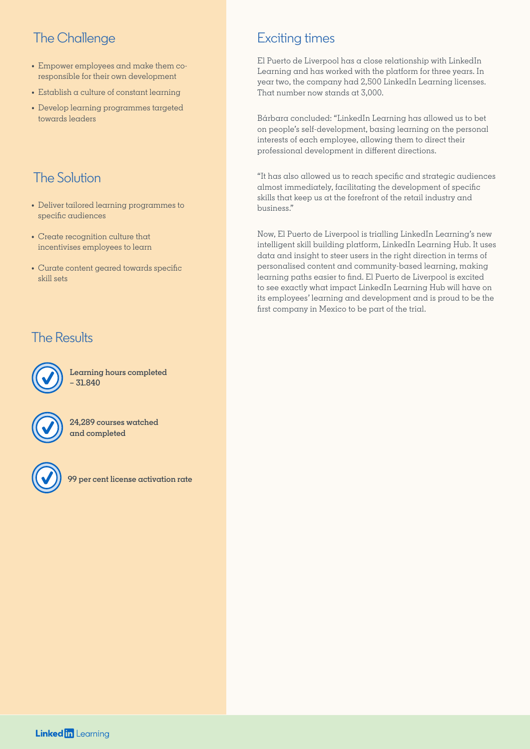## The Challenge

- Empower employees and make them co-responsible for their own development
- Establish a culture of constant learning
- Develop learning programmes targeted towards leaders

## The Solution

- Deliver tailored learning programmes to specific audiences
- Create recognition culture that incentivises employees to learn
- Curate content geared towards specific skill sets

## The Results

- **Learning hours completed – 31.840**
- **24,289 courses watched and completed**
- **99 per cent license activation rate**

## Exciting times

El Puerto de Liverpool has a close relationship with LinkedIn Learning and has worked with the platform for three years. In year two, the company had 2,500 LinkedIn Learning licenses. That number now stands at 3,000.

Bárbara concluded: "LinkedIn Learning has allowed us to bet on people's self-development, basing learning on the personal interests of each employee, allowing them to direct their professional development in different directions.

"It has also allowed us to reach specific and strategic audiences almost immediately, facilitating the development of specific skills that keep us at the forefront of the retail industry and business."

Now, El Puerto de Liverpool is trialling LinkedIn Learning's new intelligent skill building platform, LinkedIn Learning Hub. It uses data and insight to steer users in the right direction in terms of personalised content and community-based learning, making learning paths easier to find. El Puerto de Liverpool is excited to see exactly what impact LinkedIn Learning Hub will have on its employees' learning and development and is proud to be the first company in Mexico to be part of the trial.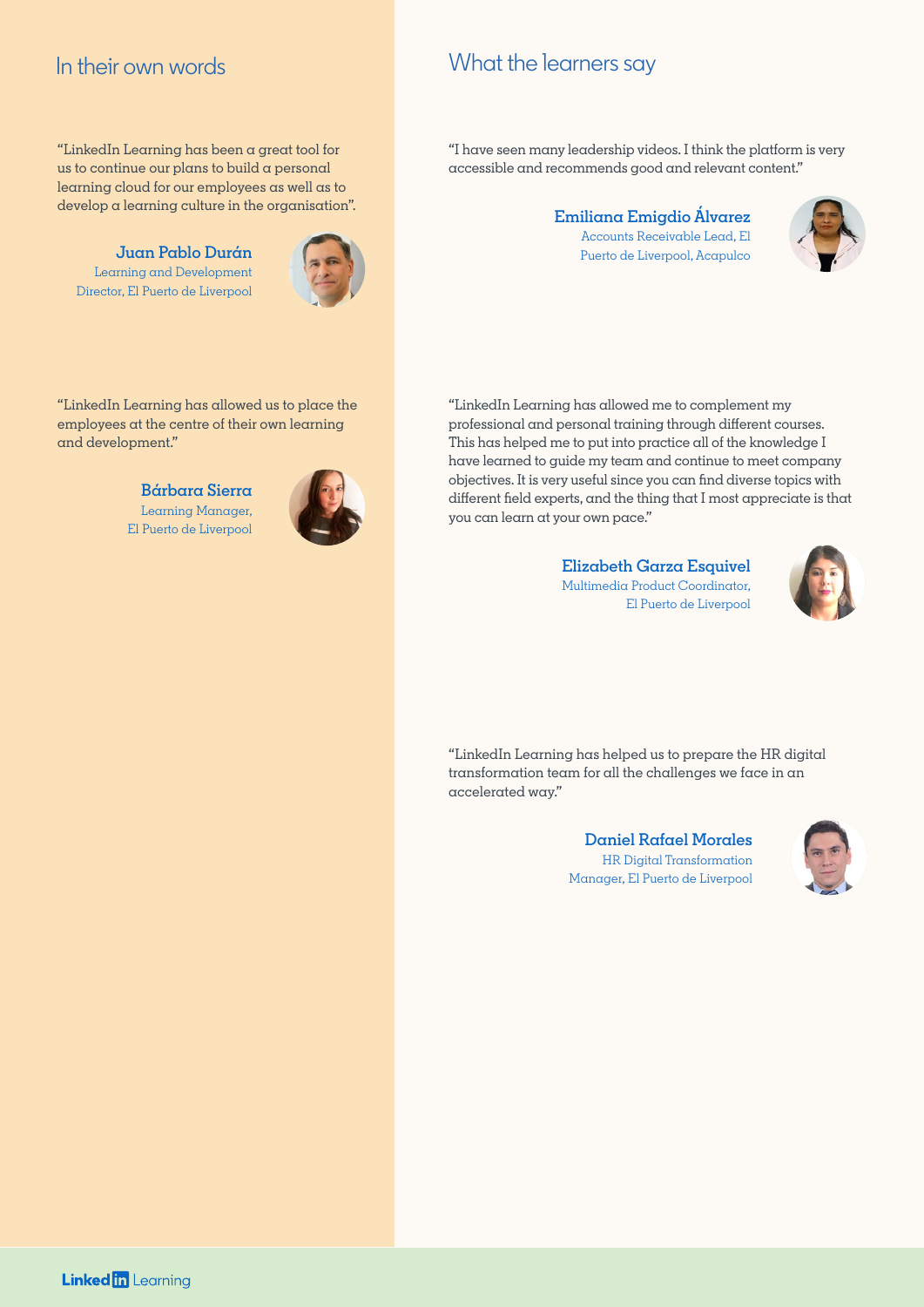## In their own words

"LinkedIn Learning has been a great tool for us to continue our plans to build a personal learning cloud for our employees as well as to develop a learning culture in the organisation".

**Juan Pablo Durán**
Learning and Development Director, El Puerto de Liverpool

"LinkedIn Learning has allowed us to place the employees at the centre of their own learning and development."

**Bárbara Sierra**
Learning Manager, El Puerto de Liverpool

## What the learners say

"I have seen many leadership videos. I think the platform is very accessible and recommends good and relevant content."

**Emiliana Emigdio Álvarez**
Accounts Receivable Lead, El Puerto de Liverpool, Acapulco

"LinkedIn Learning has allowed me to complement my professional and personal training through different courses. This has helped me to put into practice all of the knowledge I have learned to guide my team and continue to meet company objectives. It is very useful since you can find diverse topics with different field experts, and the thing that I most appreciate is that you can learn at your own pace."

**Elizabeth Garza Esquivel**
Multimedia Product Coordinator, El Puerto de Liverpool

"LinkedIn Learning has helped us to prepare the HR digital transformation team for all the challenges we face in an accelerated way."

**Daniel Rafael Morales**
HR Digital Transformation Manager, El Puerto de Liverpool